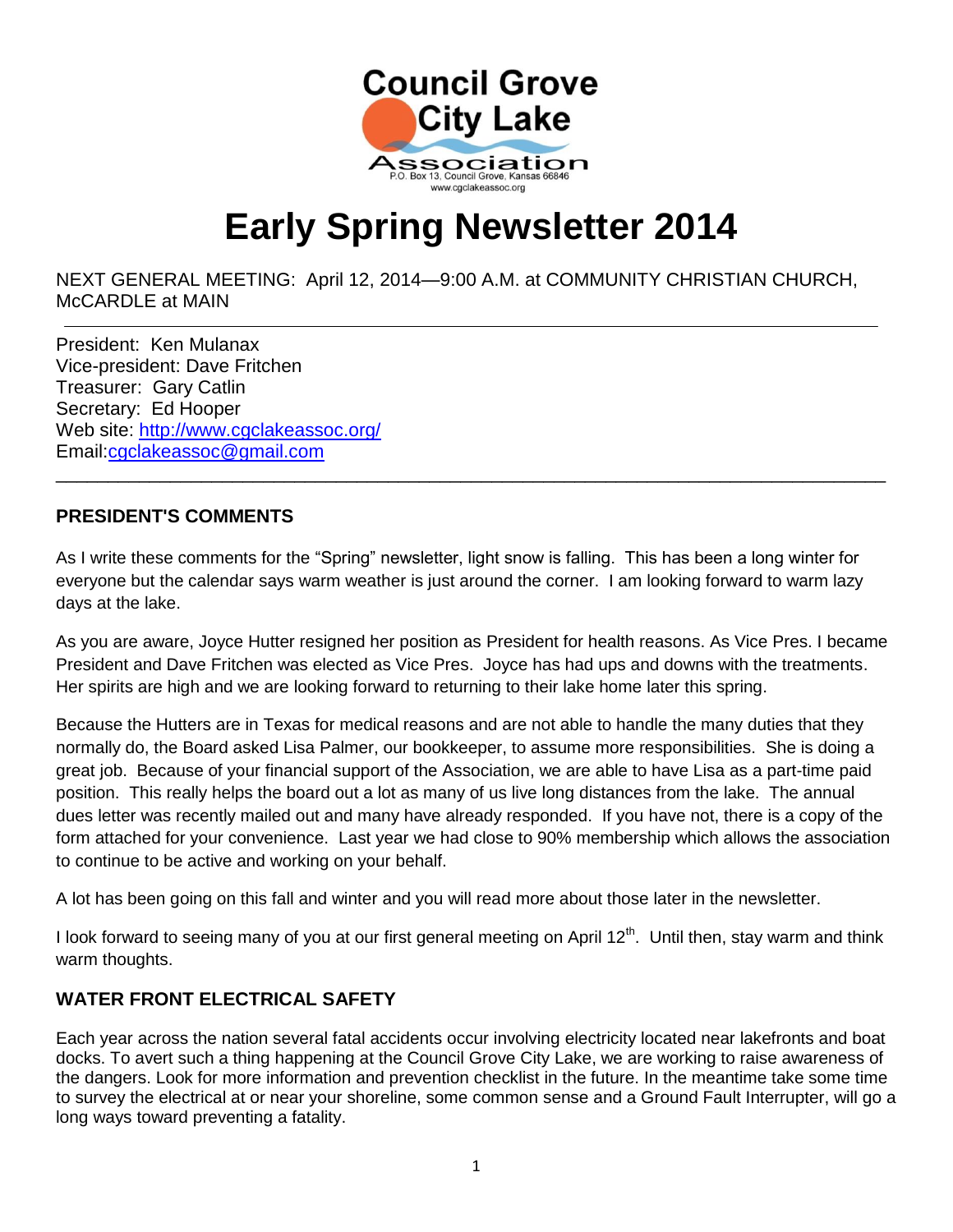Council Grove City Lake Association
P.O. Box 13, Council Grove, Kansas 66846
www.cgclakeassoc.org

# Early Spring Newsletter 2014

NEXT GENERAL MEETING: April 12, 2014—9:00 A.M. at COMMUNITY CHRISTIAN CHURCH, McCARDLE at MAIN

---

President: Ken Mulanax
Vice-president: Dave Fritchen
Treasurer: Gary Catlin
Secretary: Ed Hooper
Web site: http://www.cgclakeassoc.org/
Email: cgclakeassoc@gmail.com

---

## PRESIDENT'S COMMENTS

As I write these comments for the "Spring" newsletter, light snow is falling. This has been a long winter for everyone but the calendar says warm weather is just around the corner. I am looking forward to warm lazy days at the lake.

As you are aware, Joyce Hutter resigned her position as President for health reasons. As Vice Pres. I became President and Dave Fritchen was elected as Vice Pres. Joyce has had ups and downs with the treatments. Her spirits are high and we are looking forward to returning to their lake home later this spring.

Because the Hutters are in Texas for medical reasons and are not able to handle the many duties that they normally do, the Board asked Lisa Palmer, our bookkeeper, to assume more responsibilities. She is doing a great job. Because of your financial support of the Association, we are able to have Lisa as a part-time paid position. This really helps the board out a lot as many of us live long distances from the lake. The annual dues letter was recently mailed out and many have already responded. If you have not, there is a copy of the form attached for your convenience. Last year we had close to 90% membership which allows the association to continue to be active and working on your behalf.

A lot has been going on this fall and winter and you will read more about those later in the newsletter.

I look forward to seeing many of you at our first general meeting on April 12th. Until then, stay warm and think warm thoughts.

## WATER FRONT ELECTRICAL SAFETY

Each year across the nation several fatal accidents occur involving electricity located near lakefronts and boat docks. To avert such a thing happening at the Council Grove City Lake, we are working to raise awareness of the dangers. Look for more information and prevention checklist in the future. In the meantime take some time to survey the electrical at or near your shoreline, some common sense and a Ground Fault Interrupter, will go a long ways toward preventing a fatality.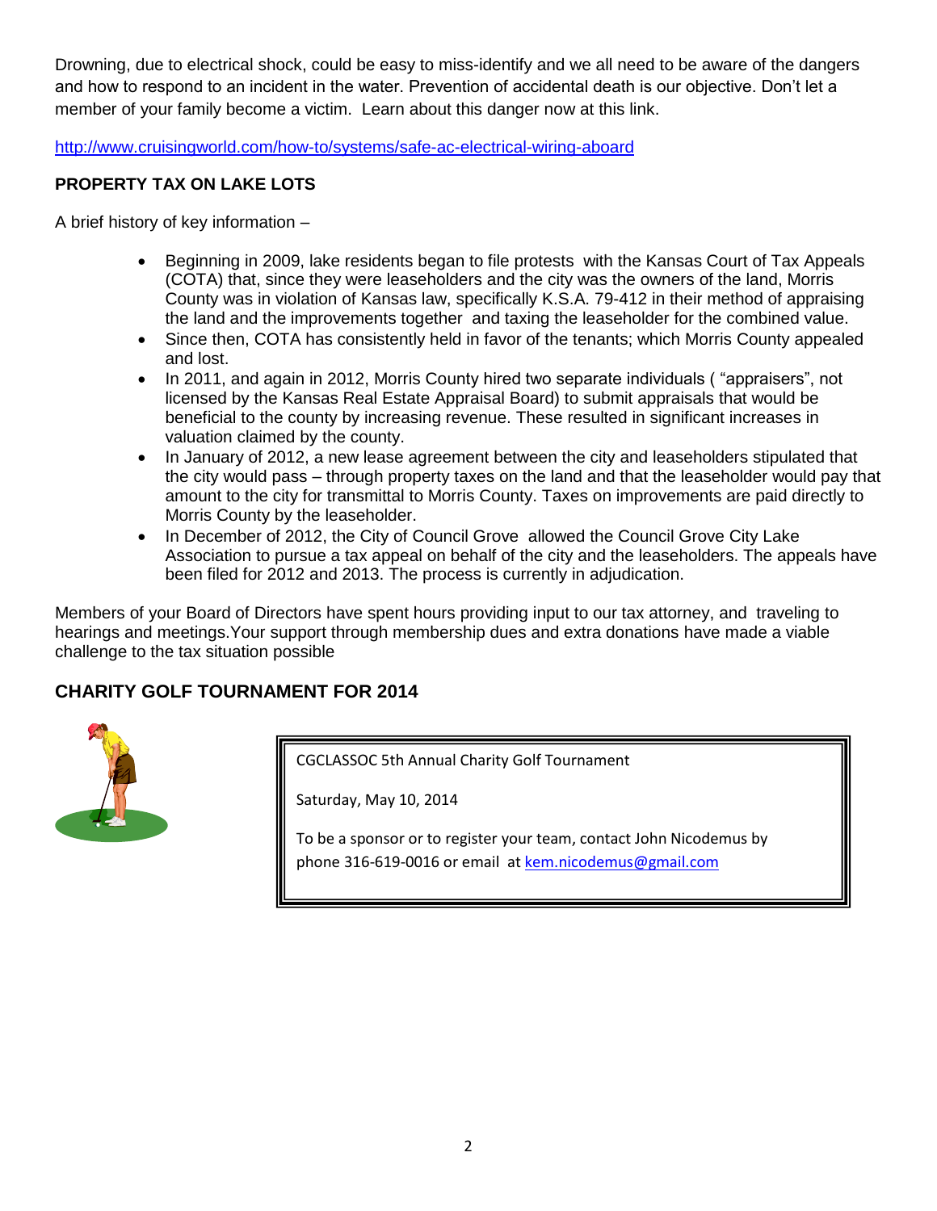Drowning, due to electrical shock, could be easy to miss-identify and we all need to be aware of the dangers and how to respond to an incident in the water. Prevention of accidental death is our objective. Don't let a member of your family become a victim. Learn about this danger now at this link.

http://www.cruisingworld.com/how-to/systems/safe-ac-electrical-wiring-aboard

**PROPERTY TAX ON LAKE LOTS**

A brief history of key information –

- Beginning in 2009, lake residents began to file protests with the Kansas Court of Tax Appeals (COTA) that, since they were leaseholders and the city was the owners of the land, Morris County was in violation of Kansas law, specifically K.S.A. 79-412 in their method of appraising the land and the improvements together and taxing the leaseholder for the combined value.
- Since then, COTA has consistently held in favor of the tenants; which Morris County appealed and lost.
- In 2011, and again in 2012, Morris County hired two separate individuals ( "appraisers", not licensed by the Kansas Real Estate Appraisal Board) to submit appraisals that would be beneficial to the county by increasing revenue. These resulted in significant increases in valuation claimed by the county.
- In January of 2012, a new lease agreement between the city and leaseholders stipulated that the city would pass – through property taxes on the land and that the leaseholder would pay that amount to the city for transmittal to Morris County. Taxes on improvements are paid directly to Morris County by the leaseholder.
- In December of 2012, the City of Council Grove allowed the Council Grove City Lake Association to pursue a tax appeal on behalf of the city and the leaseholders. The appeals have been filed for 2012 and 2013. The process is currently in adjudication.

Members of your Board of Directors have spent hours providing input to our tax attorney, and traveling to hearings and meetings.Your support through membership dues and extra donations have made a viable challenge to the tax situation possible

## CHARITY GOLF TOURNAMENT FOR 2014

CGCLASSOC 5th Annual Charity Golf Tournament

Saturday, May 10, 2014

To be a sponsor or to register your team, contact John Nicodemus by phone 316-619-0016 or email at kem.nicodemus@gmail.com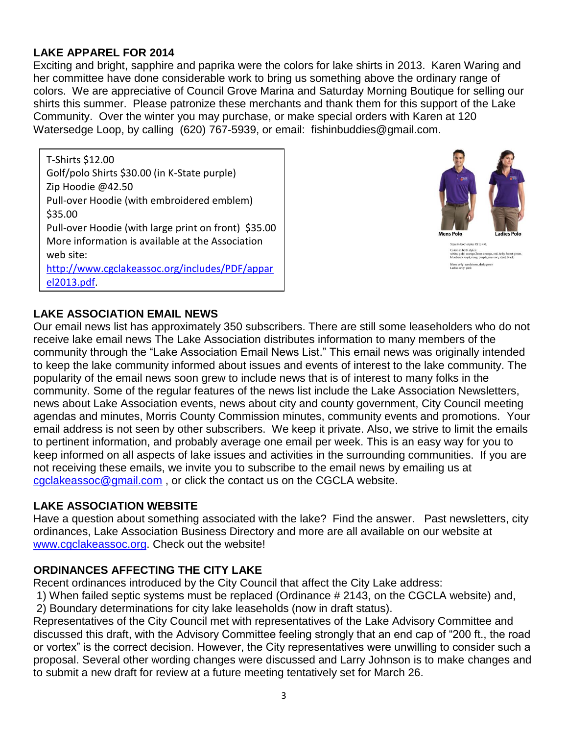## LAKE APPAREL FOR 2014

Exciting and bright, sapphire and paprika were the colors for lake shirts in 2013. Karen Waring and her committee have done considerable work to bring us something above the ordinary range of colors. We are appreciative of Council Grove Marina and Saturday Morning Boutique for selling our shirts this summer. Please patronize these merchants and thank them for this support of the Lake Community. Over the winter you may purchase, or make special orders with Karen at 120 Watersedge Loop, by calling (620) 767-5939, or email: fishinbuddies@gmail.com.

T-Shirts $12.00
Golf/polo Shirts $30.00 (in K-State purple)
Zip Hoodie @42.50
Pull-over Hoodie (with embroidered emblem) $35.00
Pull-over Hoodie (with large print on front) $35.00
More information is available at the Association web site: http://www.cgclakeassoc.org/includes/PDF/apparel2013.pdf.

Mens Polo Ladies Polo

Sizes in both styles XS to 4XL

Colors in both styles: white, gold, orange, Texas orange, red, kelly, forest green, blueberry, royal, navy, purple, maroon, steel, black

Mens only: sandstone, dark green
Ladies only: pink

## LAKE ASSOCIATION EMAIL NEWS

Our email news list has approximately 350 subscribers. There are still some leaseholders who do not receive lake email news The Lake Association distributes information to many members of the community through the "Lake Association Email News List." This email news was originally intended to keep the lake community informed about issues and events of interest to the lake community. The popularity of the email news soon grew to include news that is of interest to many folks in the community. Some of the regular features of the news list include the Lake Association Newsletters, news about Lake Association events, news about city and county government, City Council meeting agendas and minutes, Morris County Commission minutes, community events and promotions. Your email address is not seen by other subscribers. We keep it private. Also, we strive to limit the emails to pertinent information, and probably average one email per week. This is an easy way for you to keep informed on all aspects of lake issues and activities in the surrounding communities. If you are not receiving these emails, we invite you to subscribe to the email news by emailing us at cgclakeassoc@gmail.com , or click the contact us on the CGCLA website.

## LAKE ASSOCIATION WEBSITE

Have a question about something associated with the lake? Find the answer. Past newsletters, city ordinances, Lake Association Business Directory and more are all available on our website at www.cgclakeassoc.org. Check out the website!

## ORDINANCES AFFECTING THE CITY LAKE

Recent ordinances introduced by the City Council that affect the City Lake address:

1) When failed septic systems must be replaced (Ordinance # 2143, on the CGCLA website) and,
2) Boundary determinations for city lake leaseholds (now in draft status).

Representatives of the City Council met with representatives of the Lake Advisory Committee and discussed this draft, with the Advisory Committee feeling strongly that an end cap of "200 ft., the road or vortex" is the correct decision. However, the City representatives were unwilling to consider such a proposal. Several other wording changes were discussed and Larry Johnson is to make changes and to submit a new draft for review at a future meeting tentatively set for March 26.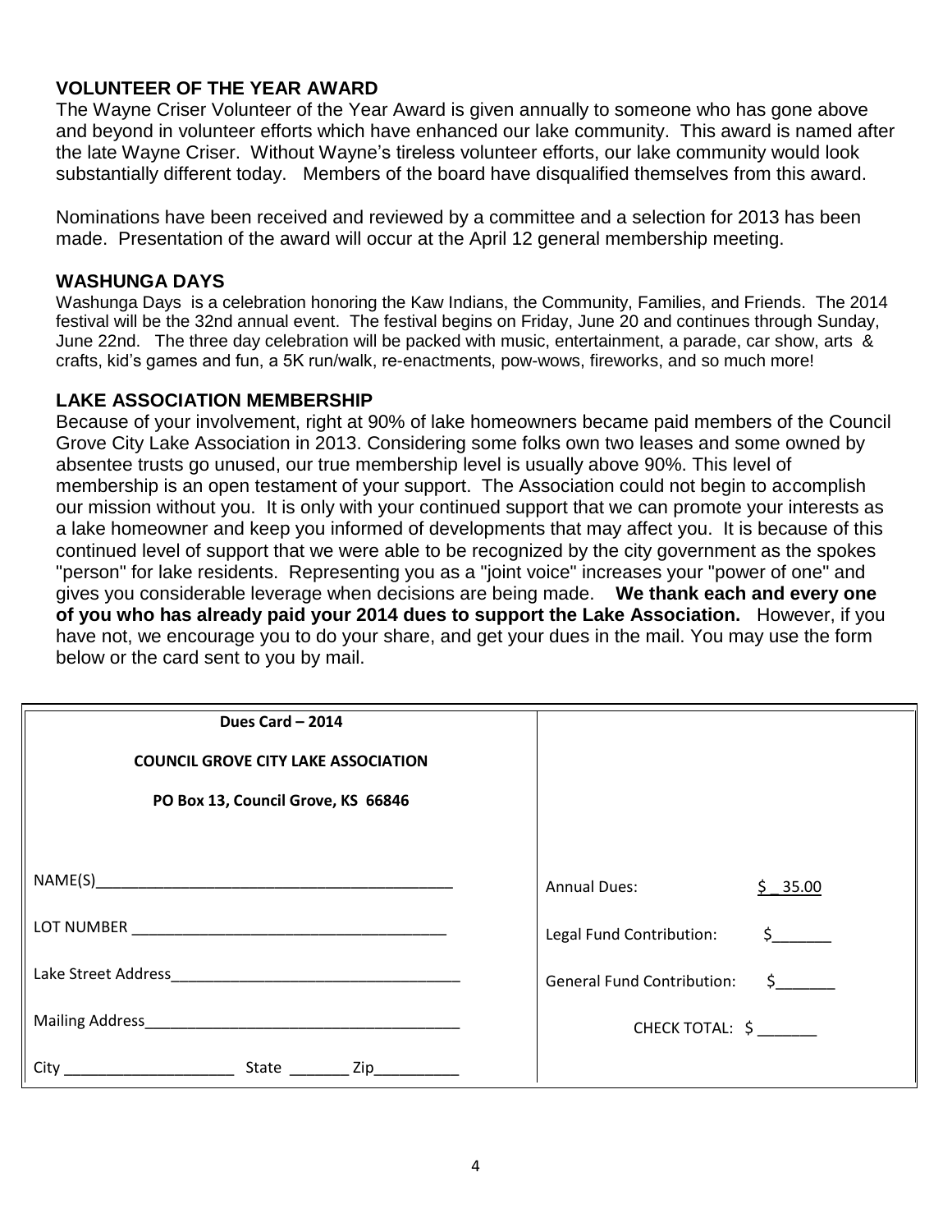## VOLUNTEER OF THE YEAR AWARD

The Wayne Criser Volunteer of the Year Award is given annually to someone who has gone above and beyond in volunteer efforts which have enhanced our lake community. This award is named after the late Wayne Criser. Without Wayne's tireless volunteer efforts, our lake community would look substantially different today. Members of the board have disqualified themselves from this award.

Nominations have been received and reviewed by a committee and a selection for 2013 has been made. Presentation of the award will occur at the April 12 general membership meeting.

## WASHUNGA DAYS

Washunga Days is a celebration honoring the Kaw Indians, the Community, Families, and Friends. The 2014 festival will be the 32nd annual event. The festival begins on Friday, June 20 and continues through Sunday, June 22nd. The three day celebration will be packed with music, entertainment, a parade, car show, arts & crafts, kid's games and fun, a 5K run/walk, re-enactments, pow-wows, fireworks, and so much more!

## LAKE ASSOCIATION MEMBERSHIP

Because of your involvement, right at 90% of lake homeowners became paid members of the Council Grove City Lake Association in 2013. Considering some folks own two leases and some owned by absentee trusts go unused, our true membership level is usually above 90%. This level of membership is an open testament of your support. The Association could not begin to accomplish our mission without you. It is only with your continued support that we can promote your interests as a lake homeowner and keep you informed of developments that may affect you. It is because of this continued level of support that we were able to be recognized by the city government as the spokes "person" for lake residents. Representing you as a "joint voice" increases your "power of one" and gives you considerable leverage when decisions are being made. **We thank each and every one of you who has already paid your 2014 dues to support the Lake Association.** However, if you have not, we encourage you to do your share, and get your dues in the mail. You may use the form below or the card sent to you by mail.

| | |
|---|---|
| **Dues Card – 2014** | |
| **COUNCIL GROVE CITY LAKE ASSOCIATION** | |
| **PO Box 13, Council Grove, KS 66846** | |
| NAME(S)__________________________________________ | Annual Dues: $ 35.00 |
| LOT NUMBER _____________________________________ | Legal Fund Contribution: $_______ |
| Lake Street Address__________________________________ | General Fund Contribution: $_______ |
| Mailing Address_____________________________________ | CHECK TOTAL: $ _______ |
| City ____________________ State _______ Zip__________ | |